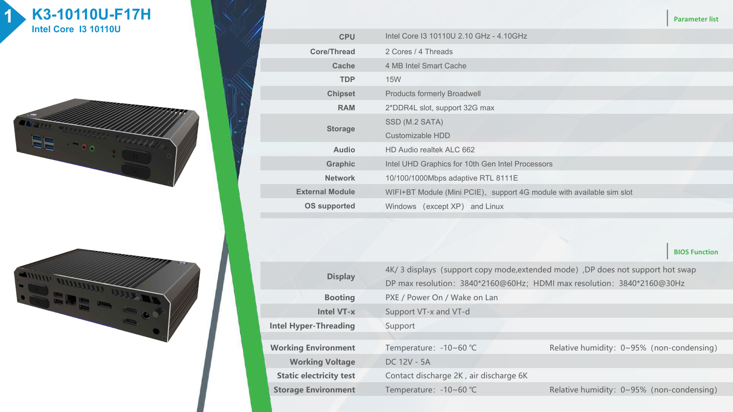# 1 K3-10110U-F17H

## Intel Core I3 10110U

### Parameter list

| | |
|---|---|
| **CPU** | Intel Core I3 10110U 2.10 GHz - 4.10GHz |
| **Core/Thread** | 2 Cores / 4 Threads |
| **Cache** | 4 MB Intel Smart Cache |
| **TDP** | 15W |
| **Chipset** | Products formerly Broadwell |
| **RAM** | 2*DDR4L slot, support 32G max |
| **Storage** | SSD (M.2 SATA)<br>Customizable HDD |
| **Audio** | HD Audio realtek ALC 662 |
| **Graphic** | Intel UHD Graphics for 10th Gen Intel Processors |
| **Network** | 10/100/1000Mbps adaptive RTL 8111E |
| **External Module** | WIFI+BT Module (Mini PCIE)，support 4G module with available sim slot |
| **OS supported** | Windows （except XP） and Linux |

### BIOS Function

| | | |
|---|---|---|
| **Display** | 4K/ 3 displays（support copy mode,extended mode）,DP does not support hot swap<br>DP max resolution：3840*2160@60Hz；HDMI max resolution：3840*2160@30Hz | |
| **Booting** | PXE / Power On / Wake on Lan | |
| **Intel VT-x** | Support VT-x and VT-d | |
| **Intel Hyper-Threading** | Support | |
| **Working Environment** | Temperature：-10~60 ℃ | Relative humidity：0~95%（non-condensing） |
| **Working Voltage** | DC 12V - 5A | |
| **Static electricity test** | Contact discharge 2K , air discharge 6K | |
| **Storage Environment** | Temperature：-10~60 ℃ | Relative humidity：0~95%（non-condensing） |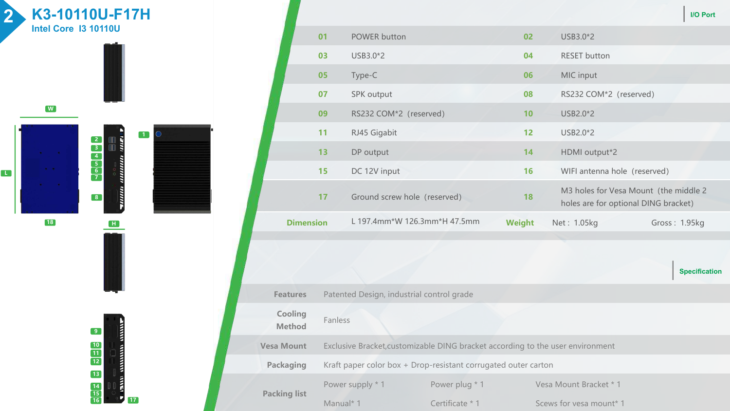# K3-10110U-F17H

## Intel Core I3 10110U

### I/O Port

| | | | |
|---|---|---|---|
| 01 | POWER button | 02 | USB3.0*2 |
| 03 | USB3.0*2 | 04 | RESET button |
| 05 | Type-C | 06 | MIC input |
| 07 | SPK output | 08 | RS232 COM*2 (reserved) |
| 09 | RS232 COM*2 (reserved) | 10 | USB2.0*2 |
| 11 | RJ45 Gigabit | 12 | USB2.0*2 |
| 13 | DP output | 14 | HDMI output*2 |
| 15 | DC 12V input | 16 | WIFI antenna hole (reserved) |
| 17 | Ground screw hole (reserved) | 18 | M3 holes for Vesa Mount (the middle 2 holes are for optional DING bracket) |
| Dimension | L 197.4mm*W 126.3mm*H 47.5mm | Weight | Net : 1.05kg Gross : 1.95kg |

### Specification

| | | | |
|---|---|---|---|
| Features | Patented Design, industrial control grade | | |
| Cooling Method | Fanless | | |
| Vesa Mount | Exclusive Bracket,customizable DING bracket according to the user environment | | |
| Packaging | Kraft paper color box + Drop-resistant corrugated outer carton | | |
| Packing list | Power supply * 1 | Power plug * 1 | Vesa Mount Bracket * 1 |
| | Manual* 1 | Certificate * 1 | Scews for vesa mount* 1 |